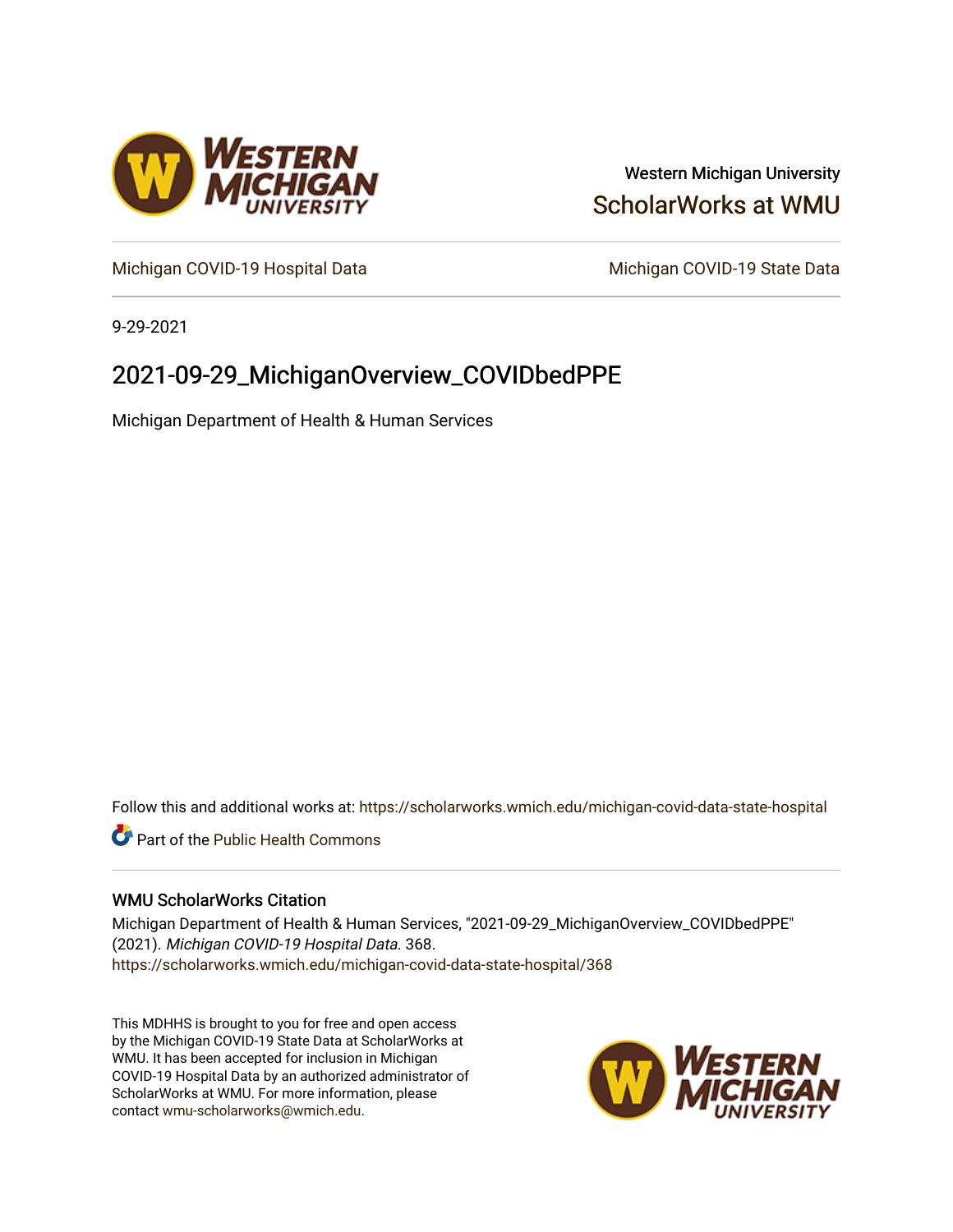Western Michigan University

ScholarWorks at WMU

Michigan COVID-19 Hospital Data

Michigan COVID-19 State Data

9-29-2021

# 2021-09-29_MichiganOverview_COVIDbedPPE

Michigan Department of Health & Human Services

Follow this and additional works at: https://scholarworks.wmich.edu/michigan-covid-data-state-hospital

Part of the Public Health Commons

## WMU ScholarWorks Citation

Michigan Department of Health & Human Services, "2021-09-29_MichiganOverview_COVIDbedPPE" (2021). *Michigan COVID-19 Hospital Data*. 368.
https://scholarworks.wmich.edu/michigan-covid-data-state-hospital/368

This MDHHS is brought to you for free and open access by the Michigan COVID-19 State Data at ScholarWorks at WMU. It has been accepted for inclusion in Michigan COVID-19 Hospital Data by an authorized administrator of ScholarWorks at WMU. For more information, please contact wmu-scholarworks@wmich.edu.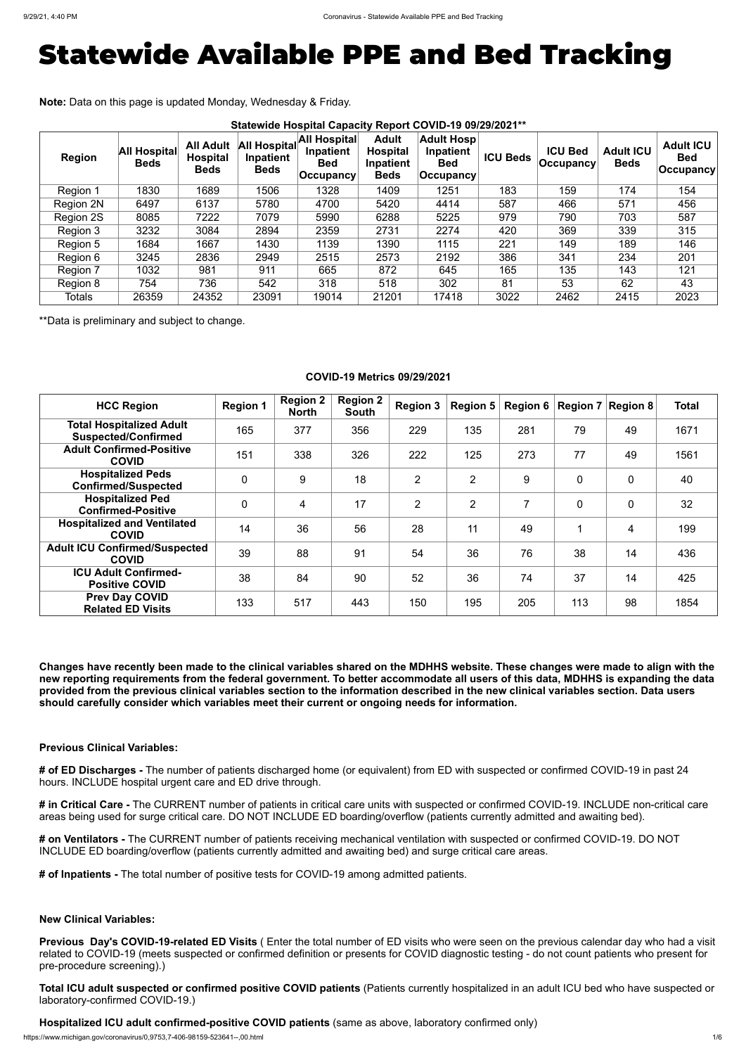# Statewide Available PPE and Bed Tracking

**Note:** Data on this page is updated Monday, Wednesday & Friday.

**Statewide Hospital Capacity Report COVID-19 09/29/2021****

| Region | All Hospital Beds | All Adult Hospital Beds | All Hospital Inpatient Beds | All Hospital Inpatient Bed Occupancy | Adult Hospital Inpatient Beds | Adult Hosp Inpatient Bed Occupancy | ICU Beds | ICU Bed Occupancy | Adult ICU Beds | Adult ICU Bed Occupancy |
|---|---|---|---|---|---|---|---|---|---|---|
| Region 1 | 1830 | 1689 | 1506 | 1328 | 1409 | 1251 | 183 | 159 | 174 | 154 |
| Region 2N | 6497 | 6137 | 5780 | 4700 | 5420 | 4414 | 587 | 466 | 571 | 456 |
| Region 2S | 8085 | 7222 | 7079 | 5990 | 6288 | 5225 | 979 | 790 | 703 | 587 |
| Region 3 | 3232 | 3084 | 2894 | 2359 | 2731 | 2274 | 420 | 369 | 339 | 315 |
| Region 5 | 1684 | 1667 | 1430 | 1139 | 1390 | 1115 | 221 | 149 | 189 | 146 |
| Region 6 | 3245 | 2836 | 2949 | 2515 | 2573 | 2192 | 386 | 341 | 234 | 201 |
| Region 7 | 1032 | 981 | 911 | 665 | 872 | 645 | 165 | 135 | 143 | 121 |
| Region 8 | 754 | 736 | 542 | 318 | 518 | 302 | 81 | 53 | 62 | 43 |
| Totals | 26359 | 24352 | 23091 | 19014 | 21201 | 17418 | 3022 | 2462 | 2415 | 2023 |

**Data is preliminary and subject to change.

**COVID-19 Metrics 09/29/2021**

| HCC Region | Region 1 | Region 2 North | Region 2 South | Region 3 | Region 5 | Region 6 | Region 7 | Region 8 | Total |
|---|---|---|---|---|---|---|---|---|---|
| Total Hospitalized Adult Suspected/Confirmed | 165 | 377 | 356 | 229 | 135 | 281 | 79 | 49 | 1671 |
| Adult Confirmed-Positive COVID | 151 | 338 | 326 | 222 | 125 | 273 | 77 | 49 | 1561 |
| Hospitalized Peds Confirmed/Suspected | 0 | 9 | 18 | 2 | 2 | 9 | 0 | 0 | 40 |
| Hospitalized Ped Confirmed-Positive | 0 | 4 | 17 | 2 | 2 | 7 | 0 | 0 | 32 |
| Hospitalized and Ventilated COVID | 14 | 36 | 56 | 28 | 11 | 49 | 1 | 4 | 199 |
| Adult ICU Confirmed/Suspected COVID | 39 | 88 | 91 | 54 | 36 | 76 | 38 | 14 | 436 |
| ICU Adult Confirmed-Positive COVID | 38 | 84 | 90 | 52 | 36 | 74 | 37 | 14 | 425 |
| Prev Day COVID Related ED Visits | 133 | 517 | 443 | 150 | 195 | 205 | 113 | 98 | 1854 |

**Changes have recently been made to the clinical variables shared on the MDHHS website. These changes were made to align with the new reporting requirements from the federal government. To better accommodate all users of this data, MDHHS is expanding the data provided from the previous clinical variables section to the information described in the new clinical variables section. Data users should carefully consider which variables meet their current or ongoing needs for information.**

**Previous Clinical Variables:**

**# of ED Discharges -** The number of patients discharged home (or equivalent) from ED with suspected or confirmed COVID-19 in past 24 hours. INCLUDE hospital urgent care and ED drive through.

**# in Critical Care -** The CURRENT number of patients in critical care units with suspected or confirmed COVID-19. INCLUDE non-critical care areas being used for surge critical care. DO NOT INCLUDE ED boarding/overflow (patients currently admitted and awaiting bed).

**# on Ventilators -** The CURRENT number of patients receiving mechanical ventilation with suspected or confirmed COVID-19. DO NOT INCLUDE ED boarding/overflow (patients currently admitted and awaiting bed) and surge critical care areas.

**# of Inpatients -** The total number of positive tests for COVID-19 among admitted patients.

**New Clinical Variables:**

**Previous Day's COVID-19-related ED Visits** ( Enter the total number of ED visits who were seen on the previous calendar day who had a visit related to COVID-19 (meets suspected or confirmed definition or presents for COVID diagnostic testing - do not count patients who present for pre-procedure screening).)

**Total ICU adult suspected or confirmed positive COVID patients** (Patients currently hospitalized in an adult ICU bed who have suspected or laboratory-confirmed COVID-19.)

**Hospitalized ICU adult confirmed-positive COVID patients** (same as above, laboratory confirmed only)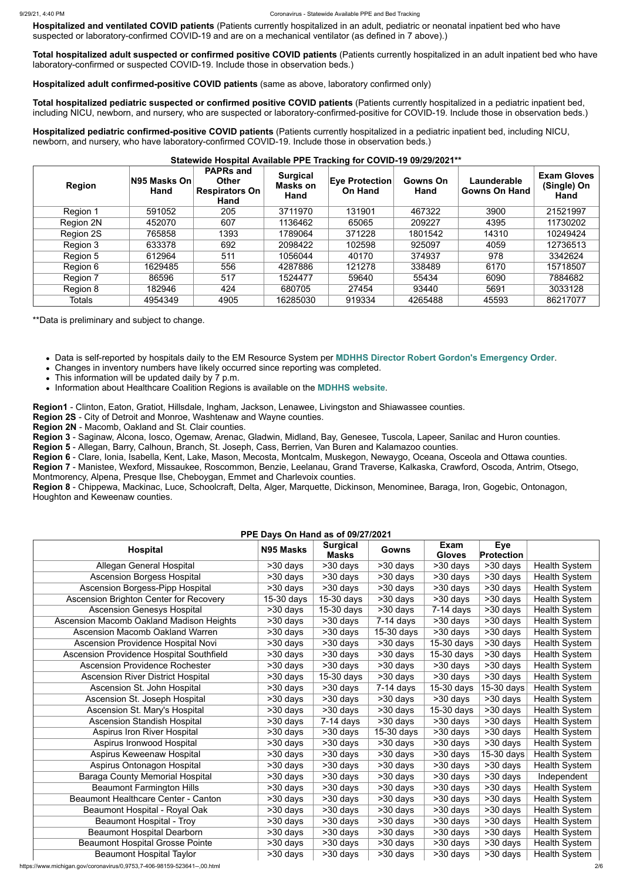**Hospitalized and ventilated COVID patients** (Patients currently hospitalized in an adult, pediatric or neonatal inpatient bed who have suspected or laboratory-confirmed COVID-19 and are on a mechanical ventilator (as defined in 7 above).)

**Total hospitalized adult suspected or confirmed positive COVID patients** (Patients currently hospitalized in an adult inpatient bed who have laboratory-confirmed or suspected COVID-19. Include those in observation beds.)

**Hospitalized adult confirmed-positive COVID patients** (same as above, laboratory confirmed only)

**Total hospitalized pediatric suspected or confirmed positive COVID patients** (Patients currently hospitalized in a pediatric inpatient bed, including NICU, newborn, and nursery, who are suspected or laboratory-confirmed-positive for COVID-19. Include those in observation beds.)

**Hospitalized pediatric confirmed-positive COVID patients** (Patients currently hospitalized in a pediatric inpatient bed, including NICU, newborn, and nursery, who have laboratory-confirmed COVID-19. Include those in observation beds.)

**Statewide Hospital Available PPE Tracking for COVID-19 09/29/2021****

| Region | N95 Masks On Hand | PAPRs and Other Respirators On Hand | Surgical Masks on Hand | Eye Protection On Hand | Gowns On Hand | Launderable Gowns On Hand | Exam Gloves (Single) On Hand |
|---|---|---|---|---|---|---|---|
| Region 1 | 591052 | 205 | 3711970 | 131901 | 467322 | 3900 | 21521997 |
| Region 2N | 452070 | 607 | 1136462 | 65065 | 209227 | 4395 | 11730202 |
| Region 2S | 765858 | 1393 | 1789064 | 371228 | 1801542 | 14310 | 10249424 |
| Region 3 | 633378 | 692 | 2098422 | 102598 | 925097 | 4059 | 12736513 |
| Region 5 | 612964 | 511 | 1056044 | 40170 | 374937 | 978 | 3342624 |
| Region 6 | 1629485 | 556 | 4287886 | 121278 | 338489 | 6170 | 15718507 |
| Region 7 | 86596 | 517 | 1524477 | 59640 | 55434 | 6090 | 7884682 |
| Region 8 | 182946 | 424 | 680705 | 27454 | 93440 | 5691 | 3033128 |
| Totals | 4954349 | 4905 | 16285030 | 919334 | 4265488 | 45593 | 86217077 |

**Data is preliminary and subject to change.

- Data is self-reported by hospitals daily to the EM Resource System per **MDHHS Director Robert Gordon's Emergency Order**.
- Changes in inventory numbers have likely occurred since reporting was completed.
- This information will be updated daily by 7 p.m.
- Information about Healthcare Coalition Regions is available on the **MDHHS website**.

**Region1** - Clinton, Eaton, Gratiot, Hillsdale, Ingham, Jackson, Lenawee, Livingston and Shiawassee counties.
**Region 2S** - City of Detroit and Monroe, Washtenaw and Wayne counties.
**Region 2N** - Macomb, Oakland and St. Clair counties.
**Region 3** - Saginaw, Alcona, Iosco, Ogemaw, Arenac, Gladwin, Midland, Bay, Genesee, Tuscola, Lapeer, Sanilac and Huron counties.
**Region 5** - Allegan, Barry, Calhoun, Branch, St. Joseph, Cass, Berrien, Van Buren and Kalamazoo counties.
**Region 6** - Clare, Ionia, Isabella, Kent, Lake, Mason, Mecosta, Montcalm, Muskegon, Newaygo, Oceana, Osceola and Ottawa counties.
**Region 7** - Manistee, Wexford, Missaukee, Roscommon, Benzie, Leelanau, Grand Traverse, Kalkaska, Crawford, Oscoda, Antrim, Otsego, Montmorency, Alpena, Presque Ilse, Cheboygan, Emmet and Charlevoix counties.
**Region 8** - Chippewa, Mackinac, Luce, Schoolcraft, Delta, Alger, Marquette, Dickinson, Menominee, Baraga, Iron, Gogebic, Ontonagon, Houghton and Keweenaw counties.

**PPE Days On Hand as of 09/27/2021**

| Hospital | N95 Masks | Surgical Masks | Gowns | Exam Gloves | Eye Protection | |
|---|---|---|---|---|---|---|
| Allegan General Hospital | >30 days | >30 days | >30 days | >30 days | >30 days | Health System |
| Ascension Borgess Hospital | >30 days | >30 days | >30 days | >30 days | >30 days | Health System |
| Ascension Borgess-Pipp Hospital | >30 days | >30 days | >30 days | >30 days | >30 days | Health System |
| Ascension Brighton Center for Recovery | 15-30 days | 15-30 days | >30 days | >30 days | >30 days | Health System |
| Ascension Genesys Hospital | >30 days | 15-30 days | >30 days | 7-14 days | >30 days | Health System |
| Ascension Macomb Oakland Madison Heights | >30 days | >30 days | 7-14 days | >30 days | >30 days | Health System |
| Ascension Macomb Oakland Warren | >30 days | >30 days | 15-30 days | >30 days | >30 days | Health System |
| Ascension Providence Hospital Novi | >30 days | >30 days | >30 days | 15-30 days | >30 days | Health System |
| Ascension Providence Hospital Southfield | >30 days | >30 days | >30 days | 15-30 days | >30 days | Health System |
| Ascension Providence Rochester | >30 days | >30 days | >30 days | >30 days | >30 days | Health System |
| Ascension River District Hospital | >30 days | 15-30 days | >30 days | >30 days | >30 days | Health System |
| Ascension St. John Hospital | >30 days | >30 days | 7-14 days | 15-30 days | 15-30 days | Health System |
| Ascension St. Joseph Hospital | >30 days | >30 days | >30 days | >30 days | >30 days | Health System |
| Ascension St. Mary's Hospital | >30 days | >30 days | >30 days | 15-30 days | >30 days | Health System |
| Ascension Standish Hospital | >30 days | 7-14 days | >30 days | >30 days | >30 days | Health System |
| Aspirus Iron River Hospital | >30 days | >30 days | 15-30 days | >30 days | >30 days | Health System |
| Aspirus Ironwood Hospital | >30 days | >30 days | >30 days | >30 days | >30 days | Health System |
| Aspirus Keweenaw Hospital | >30 days | >30 days | >30 days | >30 days | 15-30 days | Health System |
| Aspirus Ontonagon Hospital | >30 days | >30 days | >30 days | >30 days | >30 days | Health System |
| Baraga County Memorial Hospital | >30 days | >30 days | >30 days | >30 days | >30 days | Independent |
| Beaumont Farmington Hills | >30 days | >30 days | >30 days | >30 days | >30 days | Health System |
| Beaumont Healthcare Center - Canton | >30 days | >30 days | >30 days | >30 days | >30 days | Health System |
| Beaumont Hospital - Royal Oak | >30 days | >30 days | >30 days | >30 days | >30 days | Health System |
| Beaumont Hospital - Troy | >30 days | >30 days | >30 days | >30 days | >30 days | Health System |
| Beaumont Hospital Dearborn | >30 days | >30 days | >30 days | >30 days | >30 days | Health System |
| Beaumont Hospital Grosse Pointe | >30 days | >30 days | >30 days | >30 days | >30 days | Health System |
| Beaumont Hospital Taylor | >30 days | >30 days | >30 days | >30 days | >30 days | Health System |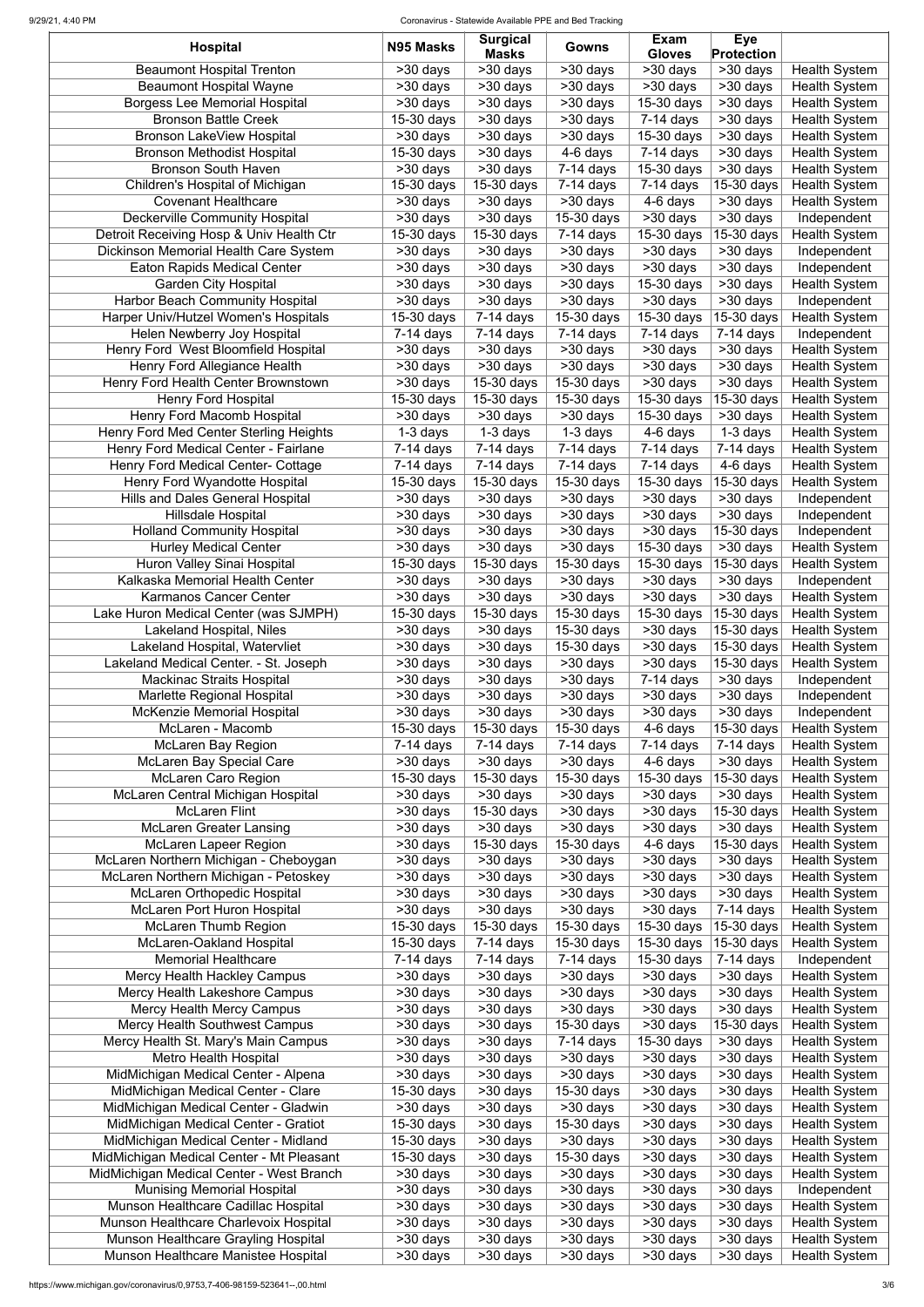| Hospital | N95 Masks | Surgical Masks | Gowns | Exam Gloves | Eye Protection | |
|---|---|---|---|---|---|---|
| Beaumont Hospital Trenton | >30 days | >30 days | >30 days | >30 days | >30 days | Health System |
| Beaumont Hospital Wayne | >30 days | >30 days | >30 days | >30 days | >30 days | Health System |
| Borgess Lee Memorial Hospital | >30 days | >30 days | >30 days | 15-30 days | >30 days | Health System |
| Bronson Battle Creek | 15-30 days | >30 days | >30 days | 7-14 days | >30 days | Health System |
| Bronson LakeView Hospital | >30 days | >30 days | >30 days | 15-30 days | >30 days | Health System |
| Bronson Methodist Hospital | 15-30 days | >30 days | 4-6 days | 7-14 days | >30 days | Health System |
| Bronson South Haven | >30 days | >30 days | 7-14 days | 15-30 days | >30 days | Health System |
| Children's Hospital of Michigan | 15-30 days | 15-30 days | 7-14 days | 7-14 days | 15-30 days | Health System |
| Covenant Healthcare | >30 days | >30 days | >30 days | 4-6 days | >30 days | Health System |
| Deckerville Community Hospital | >30 days | >30 days | 15-30 days | >30 days | >30 days | Independent |
| Detroit Receiving Hosp & Univ Health Ctr | 15-30 days | 15-30 days | 7-14 days | 15-30 days | 15-30 days | Health System |
| Dickinson Memorial Health Care System | >30 days | >30 days | >30 days | >30 days | >30 days | Independent |
| Eaton Rapids Medical Center | >30 days | >30 days | >30 days | >30 days | >30 days | Independent |
| Garden City Hospital | >30 days | >30 days | >30 days | 15-30 days | >30 days | Health System |
| Harbor Beach Community Hospital | >30 days | >30 days | >30 days | >30 days | >30 days | Independent |
| Harper Univ/Hutzel Women's Hospitals | 15-30 days | 7-14 days | 15-30 days | 15-30 days | 15-30 days | Health System |
| Helen Newberry Joy Hospital | 7-14 days | 7-14 days | 7-14 days | 7-14 days | 7-14 days | Independent |
| Henry Ford West Bloomfield Hospital | >30 days | >30 days | >30 days | >30 days | >30 days | Health System |
| Henry Ford Allegiance Health | >30 days | >30 days | >30 days | >30 days | >30 days | Health System |
| Henry Ford Health Center Brownstown | >30 days | 15-30 days | 15-30 days | >30 days | >30 days | Health System |
| Henry Ford Hospital | 15-30 days | 15-30 days | 15-30 days | 15-30 days | 15-30 days | Health System |
| Henry Ford Macomb Hospital | >30 days | >30 days | >30 days | 15-30 days | >30 days | Health System |
| Henry Ford Med Center Sterling Heights | 1-3 days | 1-3 days | 1-3 days | 4-6 days | 1-3 days | Health System |
| Henry Ford Medical Center - Fairlane | 7-14 days | 7-14 days | 7-14 days | 7-14 days | 7-14 days | Health System |
| Henry Ford Medical Center- Cottage | 7-14 days | 7-14 days | 7-14 days | 7-14 days | 4-6 days | Health System |
| Henry Ford Wyandotte Hospital | 15-30 days | 15-30 days | 15-30 days | 15-30 days | 15-30 days | Health System |
| Hills and Dales General Hospital | >30 days | >30 days | >30 days | >30 days | >30 days | Independent |
| Hillsdale Hospital | >30 days | >30 days | >30 days | >30 days | >30 days | Independent |
| Holland Community Hospital | >30 days | >30 days | >30 days | >30 days | 15-30 days | Independent |
| Hurley Medical Center | >30 days | >30 days | >30 days | 15-30 days | >30 days | Health System |
| Huron Valley Sinai Hospital | 15-30 days | 15-30 days | 15-30 days | 15-30 days | 15-30 days | Health System |
| Kalkaska Memorial Health Center | >30 days | >30 days | >30 days | >30 days | >30 days | Independent |
| Karmanos Cancer Center | >30 days | >30 days | >30 days | >30 days | >30 days | Health System |
| Lake Huron Medical Center (was SJMPH) | 15-30 days | 15-30 days | 15-30 days | 15-30 days | 15-30 days | Health System |
| Lakeland Hospital, Niles | >30 days | >30 days | 15-30 days | >30 days | 15-30 days | Health System |
| Lakeland Hospital, Watervliet | >30 days | >30 days | 15-30 days | >30 days | 15-30 days | Health System |
| Lakeland Medical Center. - St. Joseph | >30 days | >30 days | >30 days | >30 days | 15-30 days | Health System |
| Mackinac Straits Hospital | >30 days | >30 days | >30 days | 7-14 days | >30 days | Independent |
| Marlette Regional Hospital | >30 days | >30 days | >30 days | >30 days | >30 days | Independent |
| McKenzie Memorial Hospital | >30 days | >30 days | >30 days | >30 days | >30 days | Independent |
| McLaren - Macomb | 15-30 days | 15-30 days | 15-30 days | 4-6 days | 15-30 days | Health System |
| McLaren Bay Region | 7-14 days | 7-14 days | 7-14 days | 7-14 days | 7-14 days | Health System |
| McLaren Bay Special Care | >30 days | >30 days | >30 days | 4-6 days | >30 days | Health System |
| McLaren Caro Region | 15-30 days | 15-30 days | 15-30 days | 15-30 days | 15-30 days | Health System |
| McLaren Central Michigan Hospital | >30 days | >30 days | >30 days | >30 days | >30 days | Health System |
| McLaren Flint | >30 days | 15-30 days | >30 days | >30 days | 15-30 days | Health System |
| McLaren Greater Lansing | >30 days | >30 days | >30 days | >30 days | >30 days | Health System |
| McLaren Lapeer Region | >30 days | 15-30 days | 15-30 days | 4-6 days | 15-30 days | Health System |
| McLaren Northern Michigan - Cheboygan | >30 days | >30 days | >30 days | >30 days | >30 days | Health System |
| McLaren Northern Michigan - Petoskey | >30 days | >30 days | >30 days | >30 days | >30 days | Health System |
| McLaren Orthopedic Hospital | >30 days | >30 days | >30 days | >30 days | >30 days | Health System |
| McLaren Port Huron Hospital | >30 days | >30 days | >30 days | >30 days | 7-14 days | Health System |
| McLaren Thumb Region | 15-30 days | 15-30 days | 15-30 days | 15-30 days | 15-30 days | Health System |
| McLaren-Oakland Hospital | 15-30 days | 7-14 days | 15-30 days | 15-30 days | 15-30 days | Health System |
| Memorial Healthcare | 7-14 days | 7-14 days | 7-14 days | 15-30 days | 7-14 days | Independent |
| Mercy Health Hackley Campus | >30 days | >30 days | >30 days | >30 days | >30 days | Health System |
| Mercy Health Lakeshore Campus | >30 days | >30 days | >30 days | >30 days | >30 days | Health System |
| Mercy Health Mercy Campus | >30 days | >30 days | >30 days | >30 days | >30 days | Health System |
| Mercy Health Southwest Campus | >30 days | >30 days | 15-30 days | >30 days | 15-30 days | Health System |
| Mercy Health St. Mary's Main Campus | >30 days | >30 days | 7-14 days | 15-30 days | >30 days | Health System |
| Metro Health Hospital | >30 days | >30 days | >30 days | >30 days | >30 days | Health System |
| MidMichigan Medical Center - Alpena | >30 days | >30 days | >30 days | >30 days | >30 days | Health System |
| MidMichigan Medical Center - Clare | 15-30 days | >30 days | 15-30 days | >30 days | >30 days | Health System |
| MidMichigan Medical Center - Gladwin | >30 days | >30 days | >30 days | >30 days | >30 days | Health System |
| MidMichigan Medical Center - Gratiot | 15-30 days | >30 days | 15-30 days | >30 days | >30 days | Health System |
| MidMichigan Medical Center - Midland | 15-30 days | >30 days | >30 days | >30 days | >30 days | Health System |
| MidMichigan Medical Center - Mt Pleasant | 15-30 days | >30 days | 15-30 days | >30 days | >30 days | Health System |
| MidMichigan Medical Center - West Branch | >30 days | >30 days | >30 days | >30 days | >30 days | Health System |
| Munising Memorial Hospital | >30 days | >30 days | >30 days | >30 days | >30 days | Independent |
| Munson Healthcare Cadillac Hospital | >30 days | >30 days | >30 days | >30 days | >30 days | Health System |
| Munson Healthcare Charlevoix Hospital | >30 days | >30 days | >30 days | >30 days | >30 days | Health System |
| Munson Healthcare Grayling Hospital | >30 days | >30 days | >30 days | >30 days | >30 days | Health System |
| Munson Healthcare Manistee Hospital | >30 days | >30 days | >30 days | >30 days | >30 days | Health System |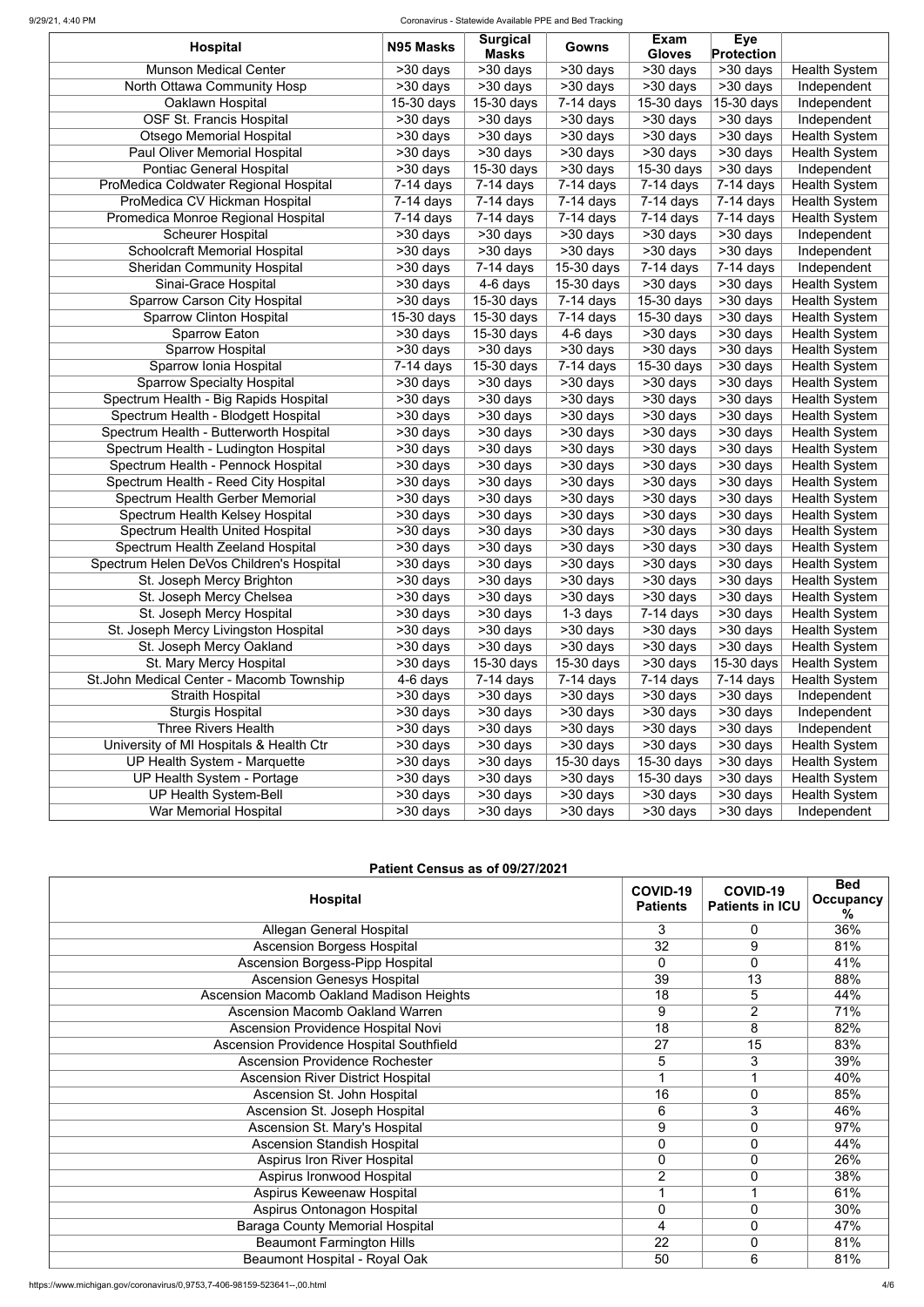| Hospital | N95 Masks | Surgical Masks | Gowns | Exam Gloves | Eye Protection | |
|---|---|---|---|---|---|---|
| Munson Medical Center | >30 days | >30 days | >30 days | >30 days | >30 days | Health System |
| North Ottawa Community Hosp | >30 days | >30 days | >30 days | >30 days | >30 days | Independent |
| Oaklawn Hospital | 15-30 days | 15-30 days | 7-14 days | 15-30 days | 15-30 days | Independent |
| OSF St. Francis Hospital | >30 days | >30 days | >30 days | >30 days | >30 days | Independent |
| Otsego Memorial Hospital | >30 days | >30 days | >30 days | >30 days | >30 days | Health System |
| Paul Oliver Memorial Hospital | >30 days | >30 days | >30 days | >30 days | >30 days | Health System |
| Pontiac General Hospital | >30 days | 15-30 days | >30 days | 15-30 days | >30 days | Independent |
| ProMedica Coldwater Regional Hospital | 7-14 days | 7-14 days | 7-14 days | 7-14 days | 7-14 days | Health System |
| ProMedica CV Hickman Hospital | 7-14 days | 7-14 days | 7-14 days | 7-14 days | 7-14 days | Health System |
| Promedica Monroe Regional Hospital | 7-14 days | 7-14 days | 7-14 days | 7-14 days | 7-14 days | Health System |
| Scheurer Hospital | >30 days | >30 days | >30 days | >30 days | >30 days | Independent |
| Schoolcraft Memorial Hospital | >30 days | >30 days | >30 days | >30 days | >30 days | Independent |
| Sheridan Community Hospital | >30 days | 7-14 days | 15-30 days | 7-14 days | 7-14 days | Independent |
| Sinai-Grace Hospital | >30 days | 4-6 days | 15-30 days | >30 days | >30 days | Health System |
| Sparrow Carson City Hospital | >30 days | 15-30 days | 7-14 days | 15-30 days | >30 days | Health System |
| Sparrow Clinton Hospital | 15-30 days | 15-30 days | 7-14 days | 15-30 days | >30 days | Health System |
| Sparrow Eaton | >30 days | 15-30 days | 4-6 days | >30 days | >30 days | Health System |
| Sparrow Hospital | >30 days | >30 days | >30 days | >30 days | >30 days | Health System |
| Sparrow Ionia Hospital | 7-14 days | 15-30 days | 7-14 days | 15-30 days | >30 days | Health System |
| Sparrow Specialty Hospital | >30 days | >30 days | >30 days | >30 days | >30 days | Health System |
| Spectrum Health - Big Rapids Hospital | >30 days | >30 days | >30 days | >30 days | >30 days | Health System |
| Spectrum Health - Blodgett Hospital | >30 days | >30 days | >30 days | >30 days | >30 days | Health System |
| Spectrum Health - Butterworth Hospital | >30 days | >30 days | >30 days | >30 days | >30 days | Health System |
| Spectrum Health - Ludington Hospital | >30 days | >30 days | >30 days | >30 days | >30 days | Health System |
| Spectrum Health - Pennock Hospital | >30 days | >30 days | >30 days | >30 days | >30 days | Health System |
| Spectrum Health - Reed City Hospital | >30 days | >30 days | >30 days | >30 days | >30 days | Health System |
| Spectrum Health Gerber Memorial | >30 days | >30 days | >30 days | >30 days | >30 days | Health System |
| Spectrum Health Kelsey Hospital | >30 days | >30 days | >30 days | >30 days | >30 days | Health System |
| Spectrum Health United Hospital | >30 days | >30 days | >30 days | >30 days | >30 days | Health System |
| Spectrum Health Zeeland Hospital | >30 days | >30 days | >30 days | >30 days | >30 days | Health System |
| Spectrum Helen DeVos Children's Hospital | >30 days | >30 days | >30 days | >30 days | >30 days | Health System |
| St. Joseph Mercy Brighton | >30 days | >30 days | >30 days | >30 days | >30 days | Health System |
| St. Joseph Mercy Chelsea | >30 days | >30 days | >30 days | >30 days | >30 days | Health System |
| St. Joseph Mercy Hospital | >30 days | >30 days | 1-3 days | 7-14 days | >30 days | Health System |
| St. Joseph Mercy Livingston Hospital | >30 days | >30 days | >30 days | >30 days | >30 days | Health System |
| St. Joseph Mercy Oakland | >30 days | >30 days | >30 days | >30 days | >30 days | Health System |
| St. Mary Mercy Hospital | >30 days | 15-30 days | 15-30 days | >30 days | 15-30 days | Health System |
| St.John Medical Center - Macomb Township | 4-6 days | 7-14 days | 7-14 days | 7-14 days | 7-14 days | Health System |
| Straith Hospital | >30 days | >30 days | >30 days | >30 days | >30 days | Independent |
| Sturgis Hospital | >30 days | >30 days | >30 days | >30 days | >30 days | Independent |
| Three Rivers Health | >30 days | >30 days | >30 days | >30 days | >30 days | Independent |
| University of MI Hospitals & Health Ctr | >30 days | >30 days | >30 days | >30 days | >30 days | Health System |
| UP Health System - Marquette | >30 days | >30 days | 15-30 days | 15-30 days | >30 days | Health System |
| UP Health System - Portage | >30 days | >30 days | >30 days | 15-30 days | >30 days | Health System |
| UP Health System-Bell | >30 days | >30 days | >30 days | >30 days | >30 days | Health System |
| War Memorial Hospital | >30 days | >30 days | >30 days | >30 days | >30 days | Independent |

### Patient Census as of 09/27/2021

| Hospital | COVID-19 Patients | COVID-19 Patients in ICU | Bed Occupancy % |
|---|---|---|---|
| Allegan General Hospital | 3 | 0 | 36% |
| Ascension Borgess Hospital | 32 | 9 | 81% |
| Ascension Borgess-Pipp Hospital | 0 | 0 | 41% |
| Ascension Genesys Hospital | 39 | 13 | 88% |
| Ascension Macomb Oakland Madison Heights | 18 | 5 | 44% |
| Ascension Macomb Oakland Warren | 9 | 2 | 71% |
| Ascension Providence Hospital Novi | 18 | 8 | 82% |
| Ascension Providence Hospital Southfield | 27 | 15 | 83% |
| Ascension Providence Rochester | 5 | 3 | 39% |
| Ascension River District Hospital | 1 | 1 | 40% |
| Ascension St. John Hospital | 16 | 0 | 85% |
| Ascension St. Joseph Hospital | 6 | 3 | 46% |
| Ascension St. Mary's Hospital | 9 | 0 | 97% |
| Ascension Standish Hospital | 0 | 0 | 44% |
| Aspirus Iron River Hospital | 0 | 0 | 26% |
| Aspirus Ironwood Hospital | 2 | 0 | 38% |
| Aspirus Keweenaw Hospital | 1 | 1 | 61% |
| Aspirus Ontonagon Hospital | 0 | 0 | 30% |
| Baraga County Memorial Hospital | 4 | 0 | 47% |
| Beaumont Farmington Hills | 22 | 0 | 81% |
| Beaumont Hospital - Royal Oak | 50 | 6 | 81% |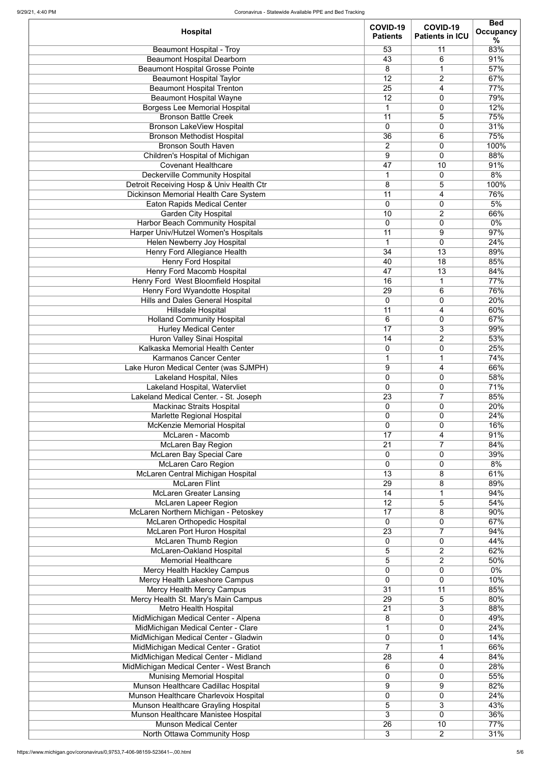| Hospital | COVID-19 Patients | COVID-19 Patients in ICU | Bed Occupancy % |
|---|---|---|---|
| Beaumont Hospital - Troy | 53 | 11 | 83% |
| Beaumont Hospital Dearborn | 43 | 6 | 91% |
| Beaumont Hospital Grosse Pointe | 8 | 1 | 57% |
| Beaumont Hospital Taylor | 12 | 2 | 67% |
| Beaumont Hospital Trenton | 25 | 4 | 77% |
| Beaumont Hospital Wayne | 12 | 0 | 79% |
| Borgess Lee Memorial Hospital | 1 | 0 | 12% |
| Bronson Battle Creek | 11 | 5 | 75% |
| Bronson LakeView Hospital | 0 | 0 | 31% |
| Bronson Methodist Hospital | 36 | 6 | 75% |
| Bronson South Haven | 2 | 0 | 100% |
| Children's Hospital of Michigan | 9 | 0 | 88% |
| Covenant Healthcare | 47 | 10 | 91% |
| Deckerville Community Hospital | 1 | 0 | 8% |
| Detroit Receiving Hosp & Univ Health Ctr | 8 | 5 | 100% |
| Dickinson Memorial Health Care System | 11 | 4 | 76% |
| Eaton Rapids Medical Center | 0 | 0 | 5% |
| Garden City Hospital | 10 | 2 | 66% |
| Harbor Beach Community Hospital | 0 | 0 | 0% |
| Harper Univ/Hutzel Women's Hospitals | 11 | 9 | 97% |
| Helen Newberry Joy Hospital | 1 | 0 | 24% |
| Henry Ford Allegiance Health | 34 | 13 | 89% |
| Henry Ford Hospital | 40 | 18 | 85% |
| Henry Ford Macomb Hospital | 47 | 13 | 84% |
| Henry Ford West Bloomfield Hospital | 16 | 1 | 77% |
| Henry Ford Wyandotte Hospital | 29 | 6 | 76% |
| Hills and Dales General Hospital | 0 | 0 | 20% |
| Hillsdale Hospital | 11 | 4 | 60% |
| Holland Community Hospital | 6 | 0 | 67% |
| Hurley Medical Center | 17 | 3 | 99% |
| Huron Valley Sinai Hospital | 14 | 2 | 53% |
| Kalkaska Memorial Health Center | 0 | 0 | 25% |
| Karmanos Cancer Center | 1 | 1 | 74% |
| Lake Huron Medical Center (was SJMPH) | 9 | 4 | 66% |
| Lakeland Hospital, Niles | 0 | 0 | 58% |
| Lakeland Hospital, Watervliet | 0 | 0 | 71% |
| Lakeland Medical Center. - St. Joseph | 23 | 7 | 85% |
| Mackinac Straits Hospital | 0 | 0 | 20% |
| Marlette Regional Hospital | 0 | 0 | 24% |
| McKenzie Memorial Hospital | 0 | 0 | 16% |
| McLaren - Macomb | 17 | 4 | 91% |
| McLaren Bay Region | 21 | 7 | 84% |
| McLaren Bay Special Care | 0 | 0 | 39% |
| McLaren Caro Region | 0 | 0 | 8% |
| McLaren Central Michigan Hospital | 13 | 8 | 61% |
| McLaren Flint | 29 | 8 | 89% |
| McLaren Greater Lansing | 14 | 1 | 94% |
| McLaren Lapeer Region | 12 | 5 | 54% |
| McLaren Northern Michigan - Petoskey | 17 | 8 | 90% |
| McLaren Orthopedic Hospital | 0 | 0 | 67% |
| McLaren Port Huron Hospital | 23 | 7 | 94% |
| McLaren Thumb Region | 0 | 0 | 44% |
| McLaren-Oakland Hospital | 5 | 2 | 62% |
| Memorial Healthcare | 5 | 2 | 50% |
| Mercy Health Hackley Campus | 0 | 0 | 0% |
| Mercy Health Lakeshore Campus | 0 | 0 | 10% |
| Mercy Health Mercy Campus | 31 | 11 | 85% |
| Mercy Health St. Mary's Main Campus | 29 | 5 | 80% |
| Metro Health Hospital | 21 | 3 | 88% |
| MidMichigan Medical Center - Alpena | 8 | 0 | 49% |
| MidMichigan Medical Center - Clare | 1 | 0 | 24% |
| MidMichigan Medical Center - Gladwin | 0 | 0 | 14% |
| MidMichigan Medical Center - Gratiot | 7 | 1 | 66% |
| MidMichigan Medical Center - Midland | 28 | 4 | 84% |
| MidMichigan Medical Center - West Branch | 6 | 0 | 28% |
| Munising Memorial Hospital | 0 | 0 | 55% |
| Munson Healthcare Cadillac Hospital | 9 | 9 | 82% |
| Munson Healthcare Charlevoix Hospital | 0 | 0 | 24% |
| Munson Healthcare Grayling Hospital | 5 | 3 | 43% |
| Munson Healthcare Manistee Hospital | 3 | 0 | 36% |
| Munson Medical Center | 26 | 10 | 77% |
| North Ottawa Community Hosp | 3 | 2 | 31% |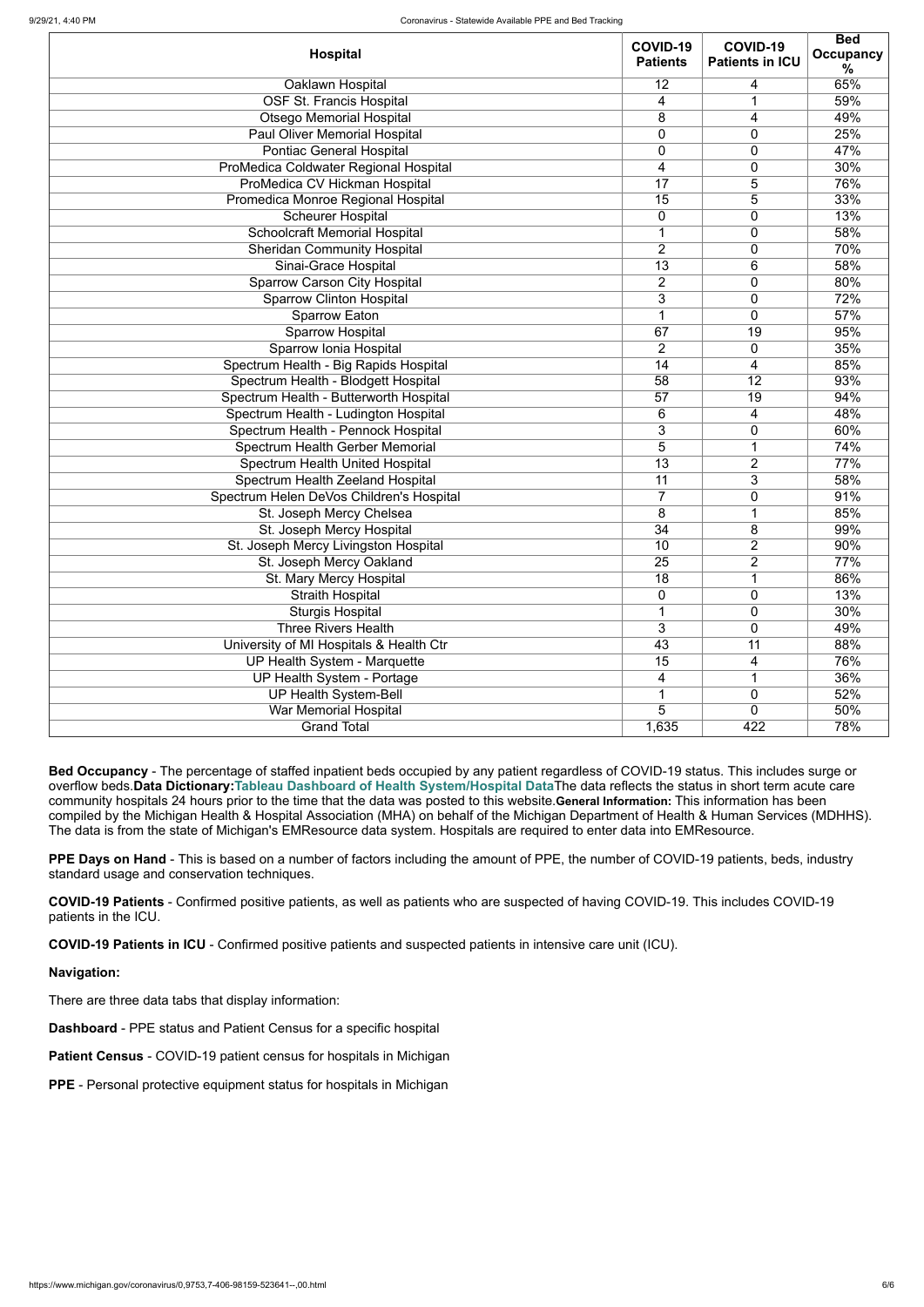| Hospital | COVID-19 Patients | COVID-19 Patients in ICU | Bed Occupancy % |
|---|---|---|---|
| Oaklawn Hospital | 12 | 4 | 65% |
| OSF St. Francis Hospital | 4 | 1 | 59% |
| Otsego Memorial Hospital | 8 | 4 | 49% |
| Paul Oliver Memorial Hospital | 0 | 0 | 25% |
| Pontiac General Hospital | 0 | 0 | 47% |
| ProMedica Coldwater Regional Hospital | 4 | 0 | 30% |
| ProMedica CV Hickman Hospital | 17 | 5 | 76% |
| Promedica Monroe Regional Hospital | 15 | 5 | 33% |
| Scheurer Hospital | 0 | 0 | 13% |
| Schoolcraft Memorial Hospital | 1 | 0 | 58% |
| Sheridan Community Hospital | 2 | 0 | 70% |
| Sinai-Grace Hospital | 13 | 6 | 58% |
| Sparrow Carson City Hospital | 2 | 0 | 80% |
| Sparrow Clinton Hospital | 3 | 0 | 72% |
| Sparrow Eaton | 1 | 0 | 57% |
| Sparrow Hospital | 67 | 19 | 95% |
| Sparrow Ionia Hospital | 2 | 0 | 35% |
| Spectrum Health - Big Rapids Hospital | 14 | 4 | 85% |
| Spectrum Health - Blodgett Hospital | 58 | 12 | 93% |
| Spectrum Health - Butterworth Hospital | 57 | 19 | 94% |
| Spectrum Health - Ludington Hospital | 6 | 4 | 48% |
| Spectrum Health - Pennock Hospital | 3 | 0 | 60% |
| Spectrum Health Gerber Memorial | 5 | 1 | 74% |
| Spectrum Health United Hospital | 13 | 2 | 77% |
| Spectrum Health Zeeland Hospital | 11 | 3 | 58% |
| Spectrum Helen DeVos Children's Hospital | 7 | 0 | 91% |
| St. Joseph Mercy Chelsea | 8 | 1 | 85% |
| St. Joseph Mercy Hospital | 34 | 8 | 99% |
| St. Joseph Mercy Livingston Hospital | 10 | 2 | 90% |
| St. Joseph Mercy Oakland | 25 | 2 | 77% |
| St. Mary Mercy Hospital | 18 | 1 | 86% |
| Straith Hospital | 0 | 0 | 13% |
| Sturgis Hospital | 1 | 0 | 30% |
| Three Rivers Health | 3 | 0 | 49% |
| University of MI Hospitals & Health Ctr | 43 | 11 | 88% |
| UP Health System - Marquette | 15 | 4 | 76% |
| UP Health System - Portage | 4 | 1 | 36% |
| UP Health System-Bell | 1 | 0 | 52% |
| War Memorial Hospital | 5 | 0 | 50% |
| Grand Total | 1,635 | 422 | 78% |

**Bed Occupancy** - The percentage of staffed inpatient beds occupied by any patient regardless of COVID-19 status. This includes surge or overflow beds.**Data Dictionary:Tableau Dashboard of Health System/Hospital Data**The data reflects the status in short term acute care community hospitals 24 hours prior to the time that the data was posted to this website.**General Information:** This information has been compiled by the Michigan Health & Hospital Association (MHA) on behalf of the Michigan Department of Health & Human Services (MDHHS). The data is from the state of Michigan's EMResource data system. Hospitals are required to enter data into EMResource.

**PPE Days on Hand** - This is based on a number of factors including the amount of PPE, the number of COVID-19 patients, beds, industry standard usage and conservation techniques.

**COVID-19 Patients** - Confirmed positive patients, as well as patients who are suspected of having COVID-19. This includes COVID-19 patients in the ICU.

**COVID-19 Patients in ICU** - Confirmed positive patients and suspected patients in intensive care unit (ICU).

**Navigation:**

There are three data tabs that display information:

**Dashboard** - PPE status and Patient Census for a specific hospital

**Patient Census** - COVID-19 patient census for hospitals in Michigan

**PPE** - Personal protective equipment status for hospitals in Michigan